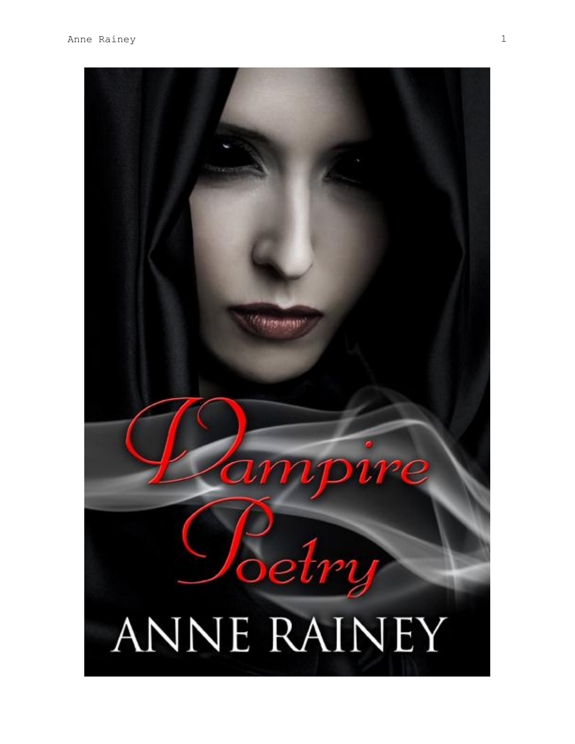# Vampire Poetry

ANNE RAINEY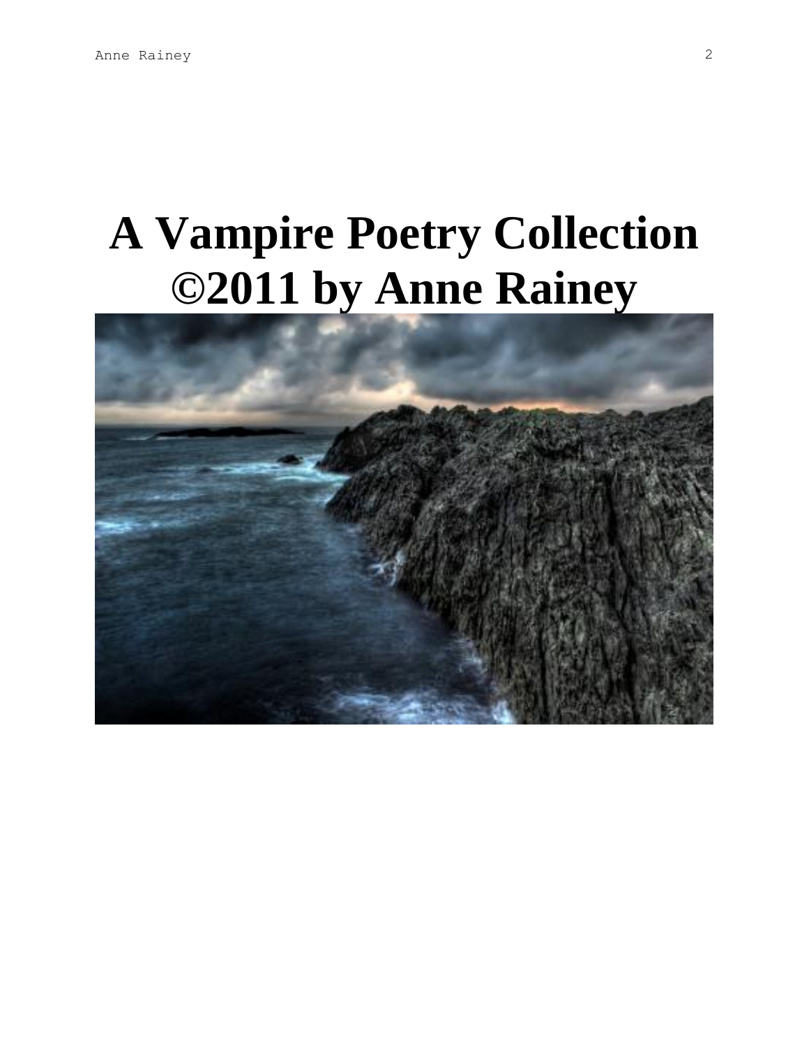# A Vampire Poetry Collection ©2011 by Anne Rainey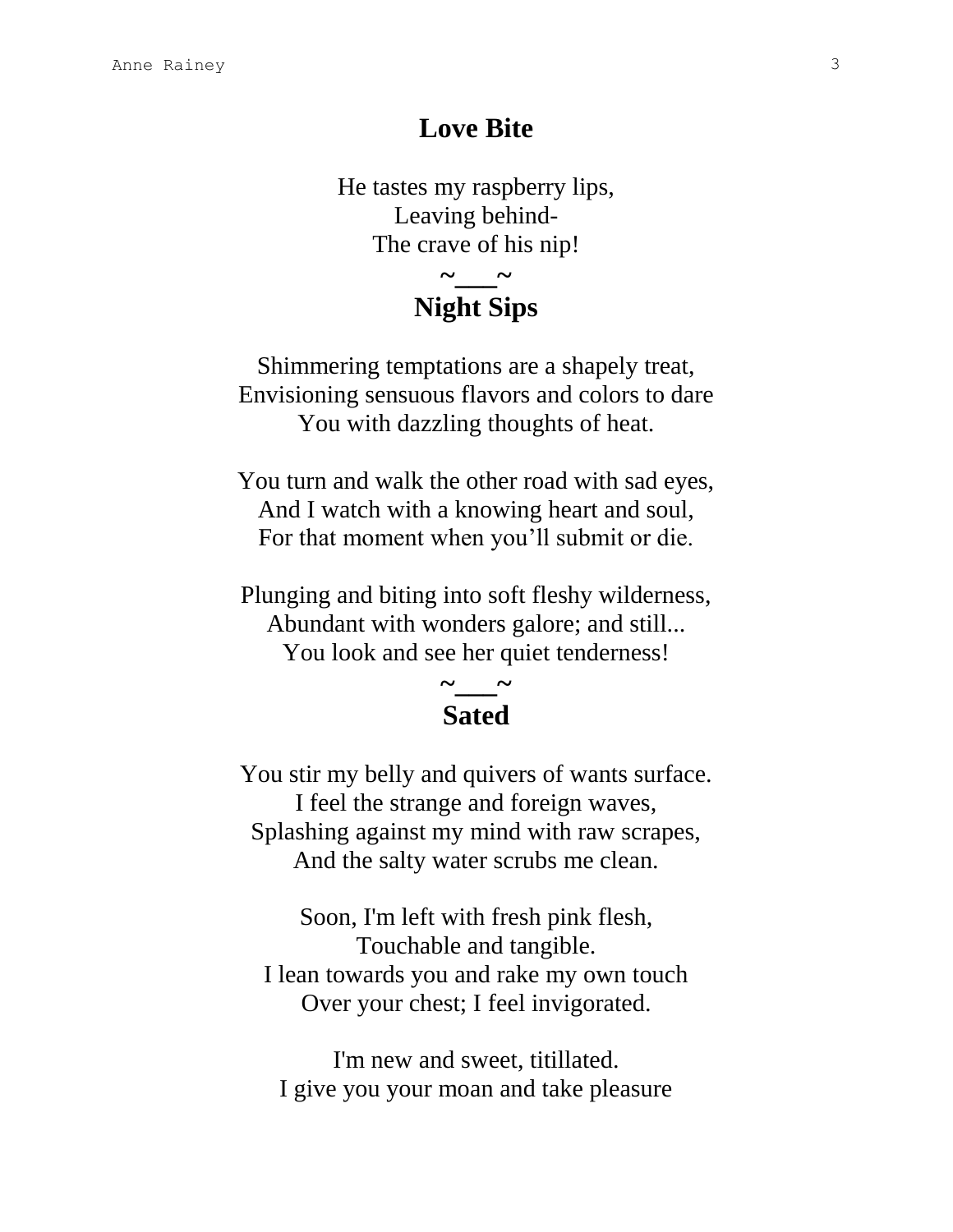## Love Bite

He tastes my raspberry lips,  
Leaving behind-  
The crave of his nip!

**~___~**

## Night Sips

Shimmering temptations are a shapely treat,  
Envisioning sensuous flavors and colors to dare  
You with dazzling thoughts of heat.

You turn and walk the other road with sad eyes,  
And I watch with a knowing heart and soul,  
For that moment when you'll submit or die.

Plunging and biting into soft fleshy wilderness,  
Abundant with wonders galore; and still...  
You look and see her quiet tenderness!

**~___~**

## Sated

You stir my belly and quivers of wants surface.  
I feel the strange and foreign waves,  
Splashing against my mind with raw scrapes,  
And the salty water scrubs me clean.

Soon, I'm left with fresh pink flesh,  
Touchable and tangible.  
I lean towards you and rake my own touch  
Over your chest; I feel invigorated.

I'm new and sweet, titillated.  
I give you your moan and take pleasure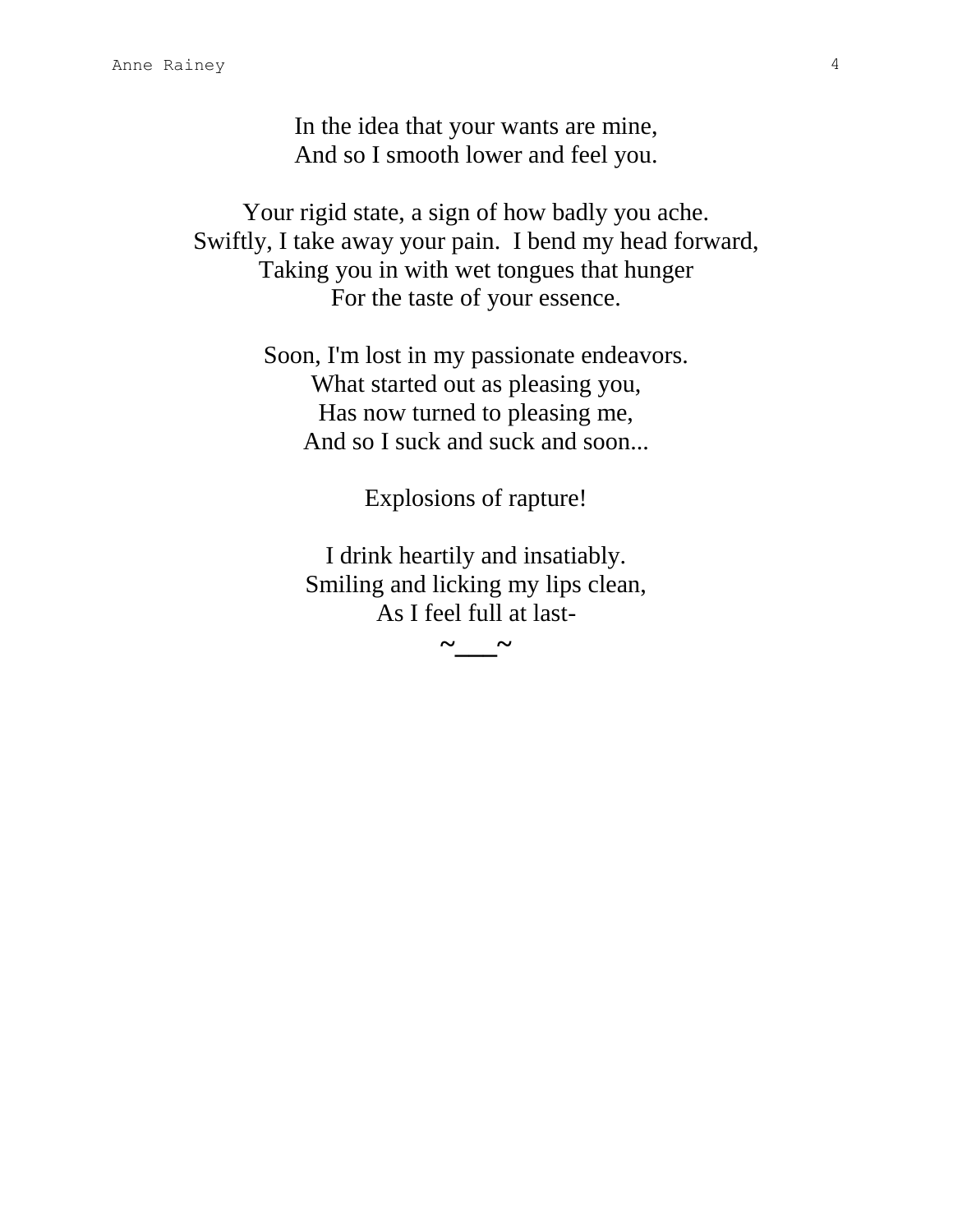In the idea that your wants are mine,
And so I smooth lower and feel you.

Your rigid state, a sign of how badly you ache.
Swiftly, I take away your pain.  I bend my head forward,
Taking you in with wet tongues that hunger
For the taste of your essence.

Soon, I'm lost in my passionate endeavors.
What started out as pleasing you,
Has now turned to pleasing me,
And so I suck and suck and soon...

Explosions of rapture!

I drink heartily and insatiably.
Smiling and licking my lips clean,
As I feel full at last-

~___~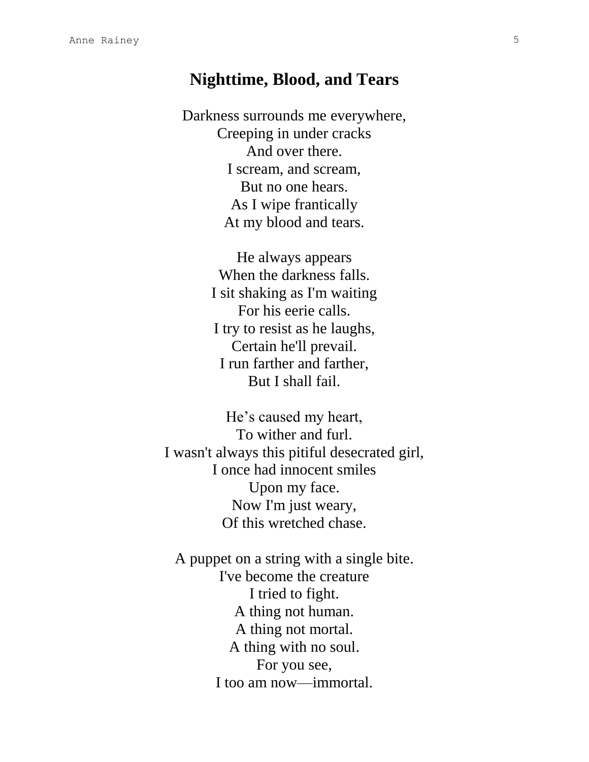## Nighttime, Blood, and Tears

Darkness surrounds me everywhere,  
Creeping in under cracks  
And over there.  
I scream, and scream,  
But no one hears.  
As I wipe frantically  
At my blood and tears.

He always appears  
When the darkness falls.  
I sit shaking as I'm waiting  
For his eerie calls.  
I try to resist as he laughs,  
Certain he'll prevail.  
I run farther and farther,  
But I shall fail.

He’s caused my heart,  
To wither and furl.  
I wasn't always this pitiful desecrated girl,  
I once had innocent smiles  
Upon my face.  
Now I'm just weary,  
Of this wretched chase.

A puppet on a string with a single bite.  
I've become the creature  
I tried to fight.  
A thing not human.  
A thing not mortal.  
A thing with no soul.  
For you see,  
I too am now—immortal.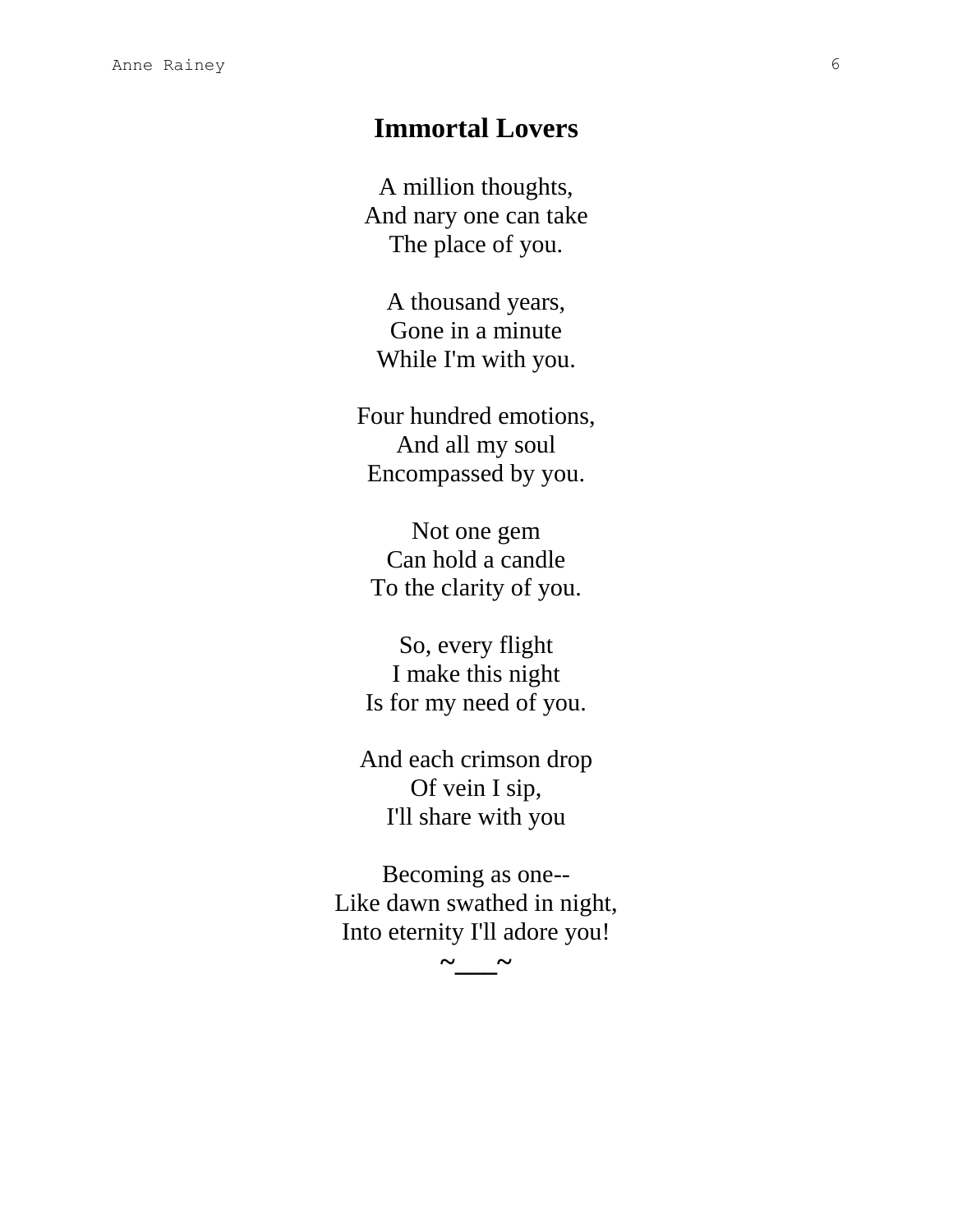# Immortal Lovers

A million thoughts,  
And nary one can take  
The place of you.

A thousand years,  
Gone in a minute  
While I'm with you.

Four hundred emotions,  
And all my soul  
Encompassed by you.

Not one gem  
Can hold a candle  
To the clarity of you.

So, every flight  
I make this night  
Is for my need of you.

And each crimson drop  
Of vein I sip,  
I'll share with you

Becoming as one--  
Like dawn swathed in night,  
Into eternity I'll adore you!

~___~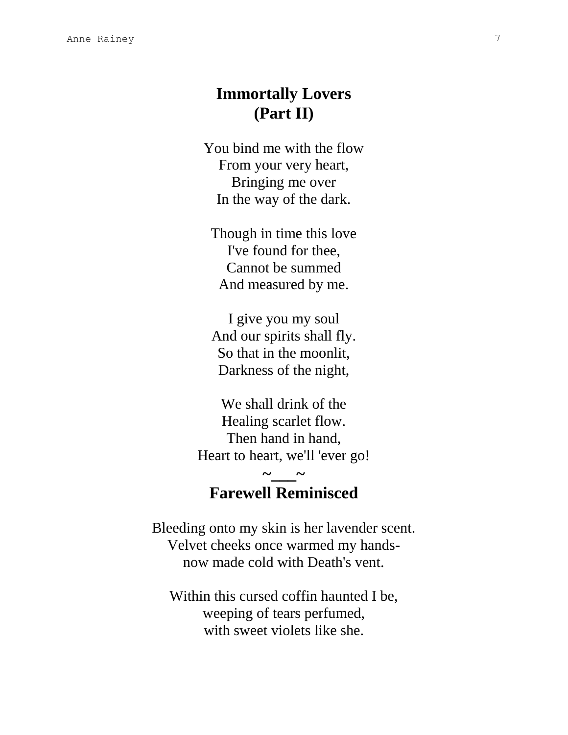# Immortally Lovers (Part II)

You bind me with the flow
From your very heart,
Bringing me over
In the way of the dark.

Though in time this love
I've found for thee,
Cannot be summed
And measured by me.

I give you my soul
And our spirits shall fly.
So that in the moonlit,
Darkness of the night,

We shall drink of the
Healing scarlet flow.
Then hand in hand,
Heart to heart, we'll 'ever go!

~___~

# Farewell Reminisced

Bleeding onto my skin is her lavender scent.
Velvet cheeks once warmed my hands-
now made cold with Death's vent.

Within this cursed coffin haunted I be,
weeping of tears perfumed,
with sweet violets like she.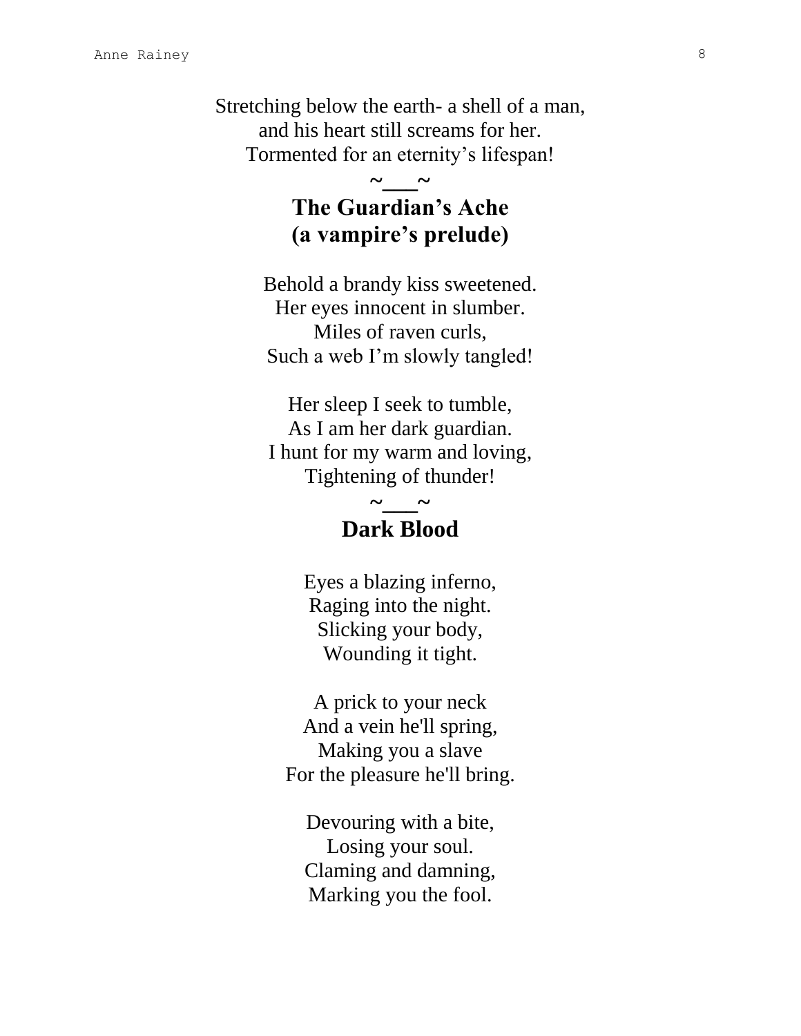Stretching below the earth- a shell of a man,
and his heart still screams for her.
Tormented for an eternity's lifespan!

~\_\_\_~

## The Guardian's Ache
## (a vampire's prelude)

Behold a brandy kiss sweetened.
Her eyes innocent in slumber.
Miles of raven curls,
Such a web I'm slowly tangled!

Her sleep I seek to tumble,
As I am her dark guardian.
I hunt for my warm and loving,
Tightening of thunder!

~\_\_\_~

## Dark Blood

Eyes a blazing inferno,
Raging into the night.
Slicking your body,
Wounding it tight.

A prick to your neck
And a vein he'll spring,
Making you a slave
For the pleasure he'll bring.

Devouring with a bite,
Losing your soul.
Claming and damning,
Marking you the fool.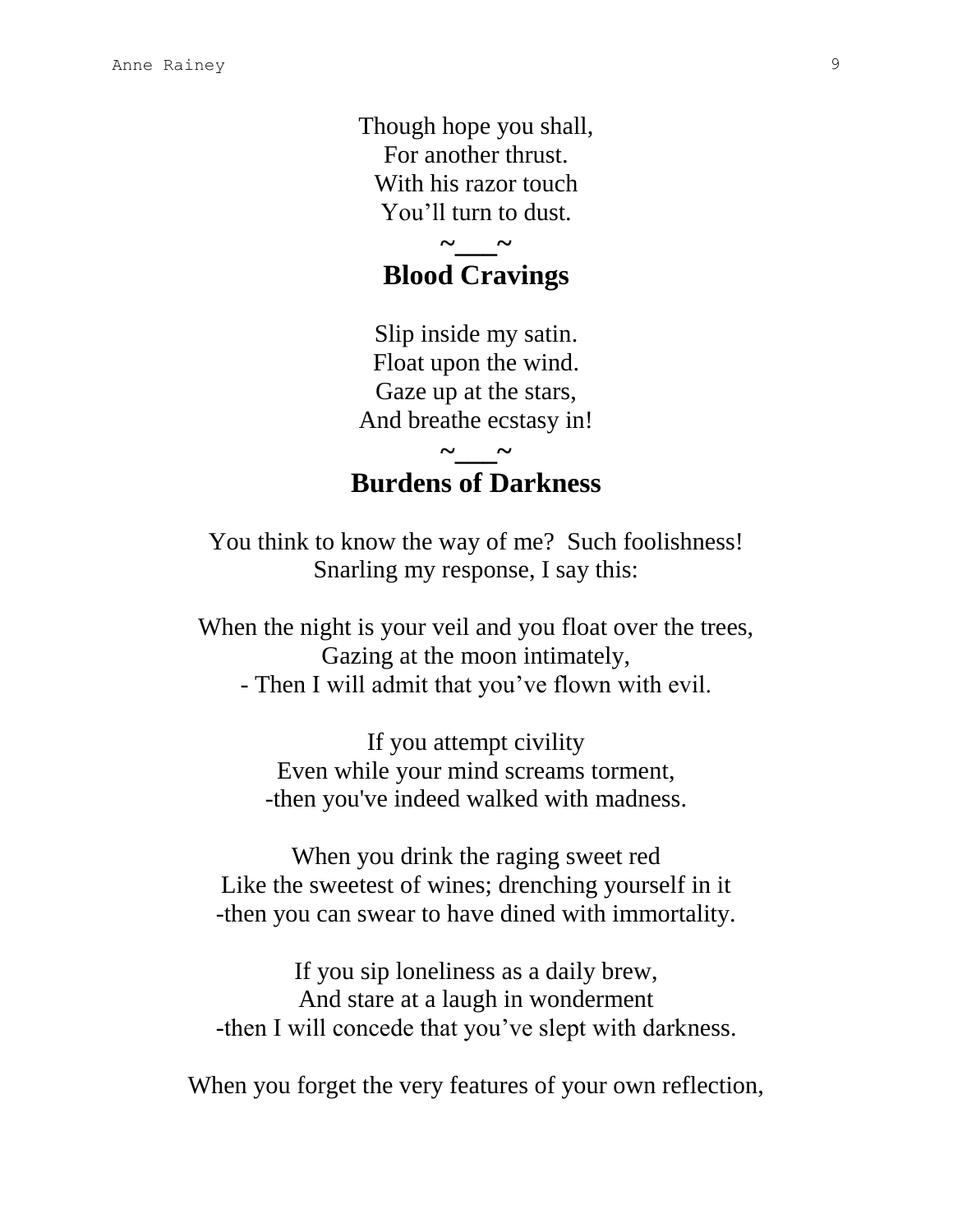Though hope you shall,  
For another thrust.  
With his razor touch  
You’ll turn to dust.

~___~

## Blood Cravings

Slip inside my satin.  
Float upon the wind.  
Gaze up at the stars,  
And breathe ecstasy in!

~___~

## Burdens of Darkness

You think to know the way of me?  Such foolishness!  
Snarling my response, I say this:

When the night is your veil and you float over the trees,  
Gazing at the moon intimately,  
- Then I will admit that you’ve flown with evil.

If you attempt civility  
Even while your mind screams torment,  
-then you've indeed walked with madness.

When you drink the raging sweet red  
Like the sweetest of wines; drenching yourself in it  
-then you can swear to have dined with immortality.

If you sip loneliness as a daily brew,  
And stare at a laugh in wonderment  
-then I will concede that you’ve slept with darkness.

When you forget the very features of your own reflection,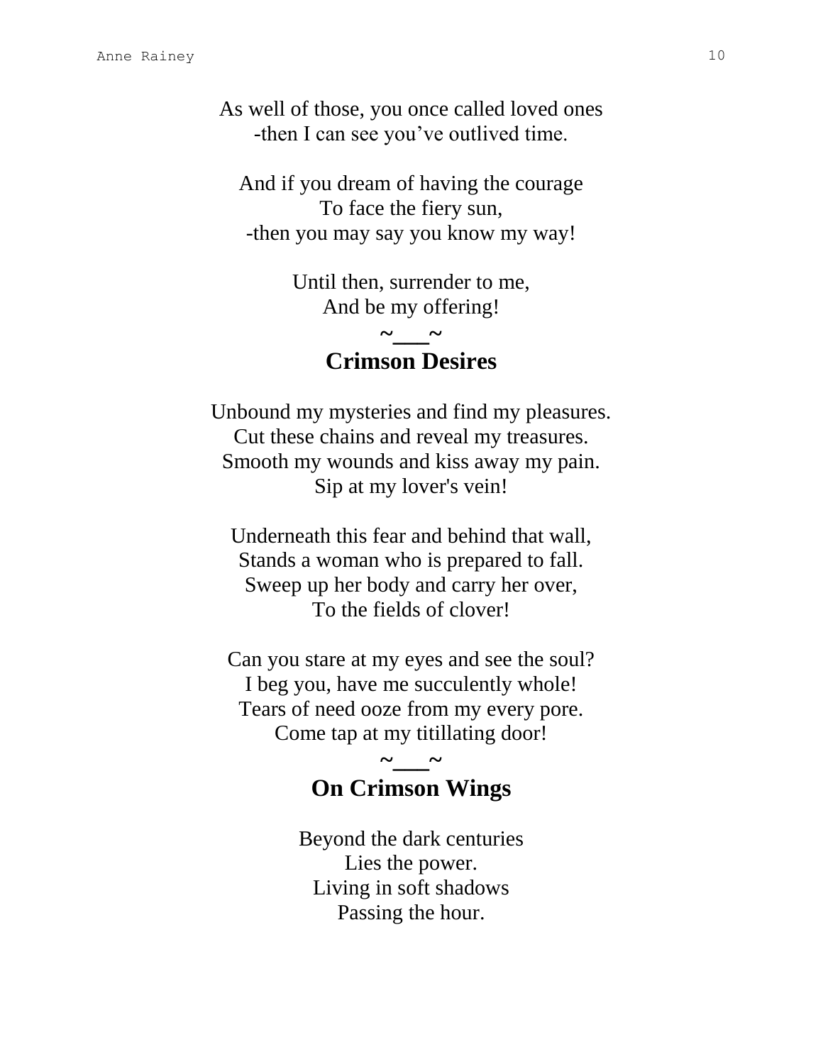As well of those, you once called loved ones  
-then I can see you've outlived time.

And if you dream of having the courage  
To face the fiery sun,  
-then you may say you know my way!

Until then, surrender to me,  
And be my offering!

~___~

## Crimson Desires

Unbound my mysteries and find my pleasures.  
Cut these chains and reveal my treasures.  
Smooth my wounds and kiss away my pain.  
Sip at my lover's vein!

Underneath this fear and behind that wall,  
Stands a woman who is prepared to fall.  
Sweep up her body and carry her over,  
To the fields of clover!

Can you stare at my eyes and see the soul?  
I beg you, have me succulently whole!  
Tears of need ooze from my every pore.  
Come tap at my titillating door!

~___~

## On Crimson Wings

Beyond the dark centuries  
Lies the power.  
Living in soft shadows  
Passing the hour.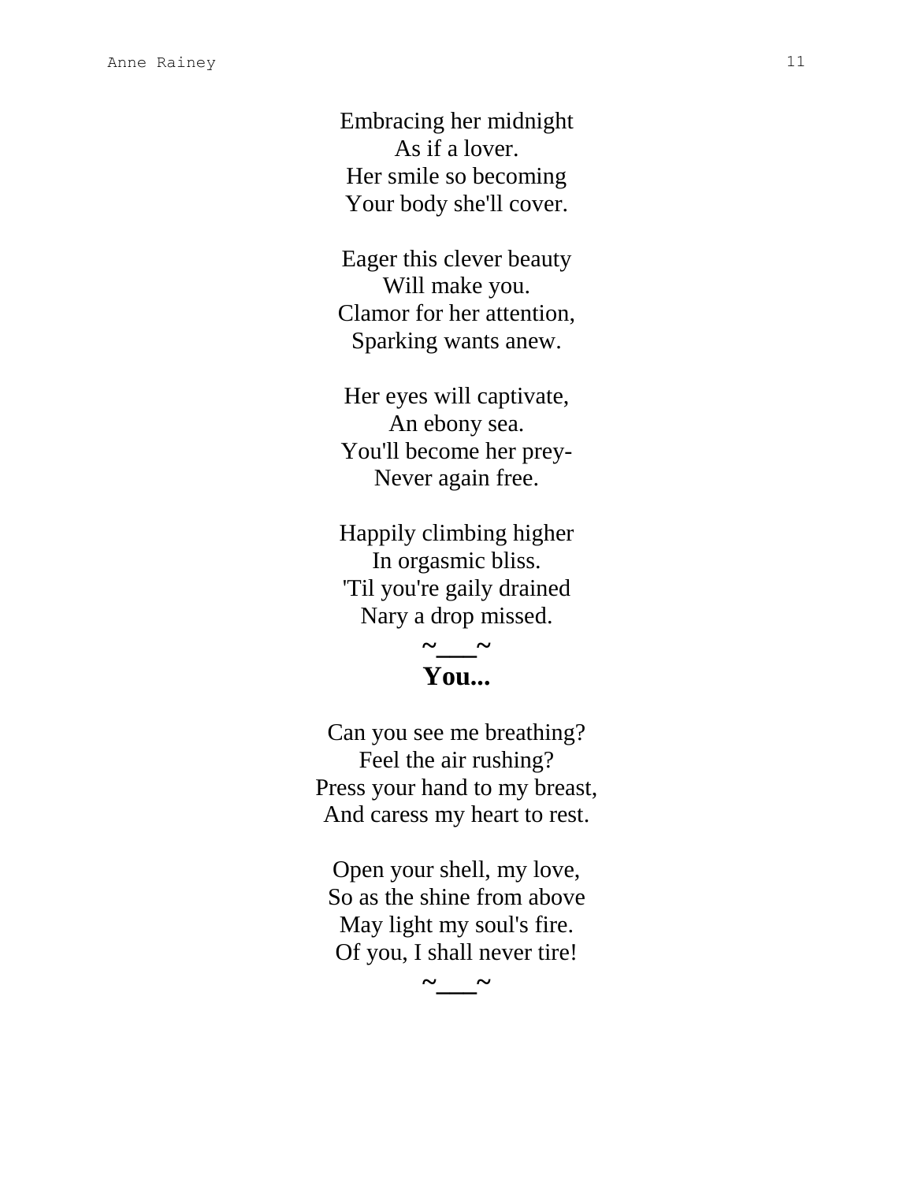Embracing her midnight
As if a lover.
Her smile so becoming
Your body she'll cover.

Eager this clever beauty
Will make you.
Clamor for her attention,
Sparking wants anew.

Her eyes will captivate,
An ebony sea.
You'll become her prey-
Never again free.

Happily climbing higher
In orgasmic bliss.
'Til you're gaily drained
Nary a drop missed.

**~___~**

## You...

Can you see me breathing?
Feel the air rushing?
Press your hand to my breast,
And caress my heart to rest.

Open your shell, my love,
So as the shine from above
May light my soul's fire.
Of you, I shall never tire!

**~___~**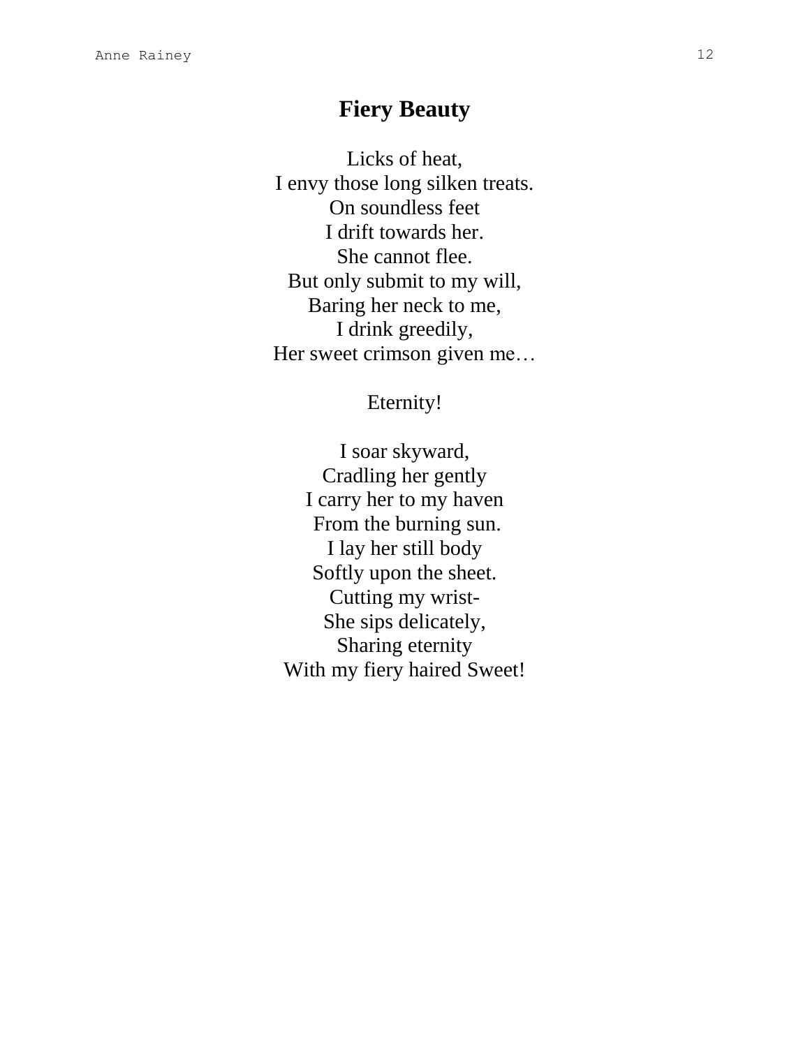# Fiery Beauty

Licks of heat,  
I envy those long silken treats.  
On soundless feet  
I drift towards her.  
She cannot flee.  
But only submit to my will,  
Baring her neck to me,  
I drink greedily,  
Her sweet crimson given me…

Eternity!

I soar skyward,  
Cradling her gently  
I carry her to my haven  
From the burning sun.  
I lay her still body  
Softly upon the sheet.  
Cutting my wrist-  
She sips delicately,  
Sharing eternity  
With my fiery haired Sweet!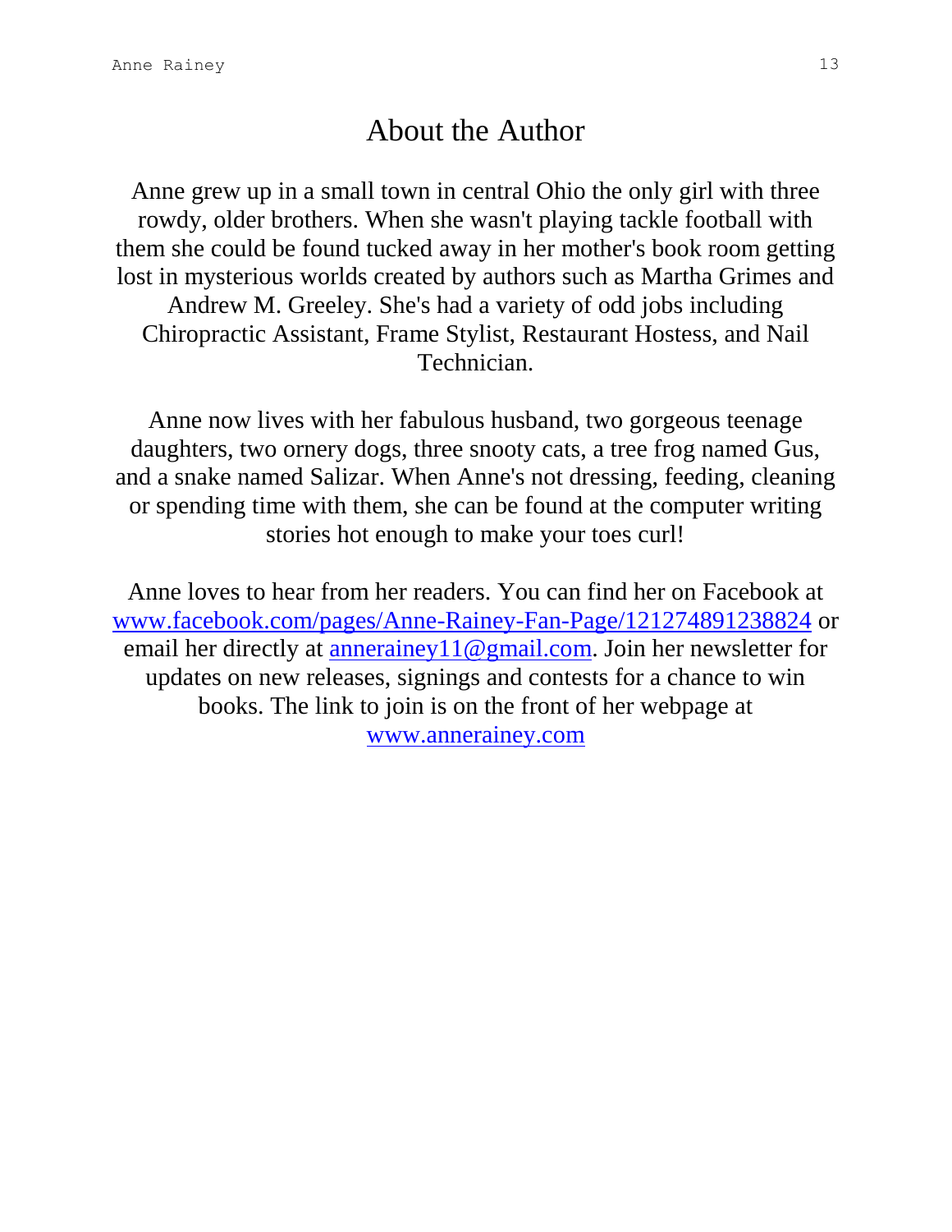# About the Author

Anne grew up in a small town in central Ohio the only girl with three rowdy, older brothers. When she wasn't playing tackle football with them she could be found tucked away in her mother's book room getting lost in mysterious worlds created by authors such as Martha Grimes and Andrew M. Greeley. She's had a variety of odd jobs including Chiropractic Assistant, Frame Stylist, Restaurant Hostess, and Nail Technician.

Anne now lives with her fabulous husband, two gorgeous teenage daughters, two ornery dogs, three snooty cats, a tree frog named Gus, and a snake named Salizar. When Anne's not dressing, feeding, cleaning or spending time with them, she can be found at the computer writing stories hot enough to make your toes curl!

Anne loves to hear from her readers. You can find her on Facebook at www.facebook.com/pages/Anne-Rainey-Fan-Page/121274891238824 or email her directly at annerainey11@gmail.com. Join her newsletter for updates on new releases, signings and contests for a chance to win books. The link to join is on the front of her webpage at www.annerainey.com